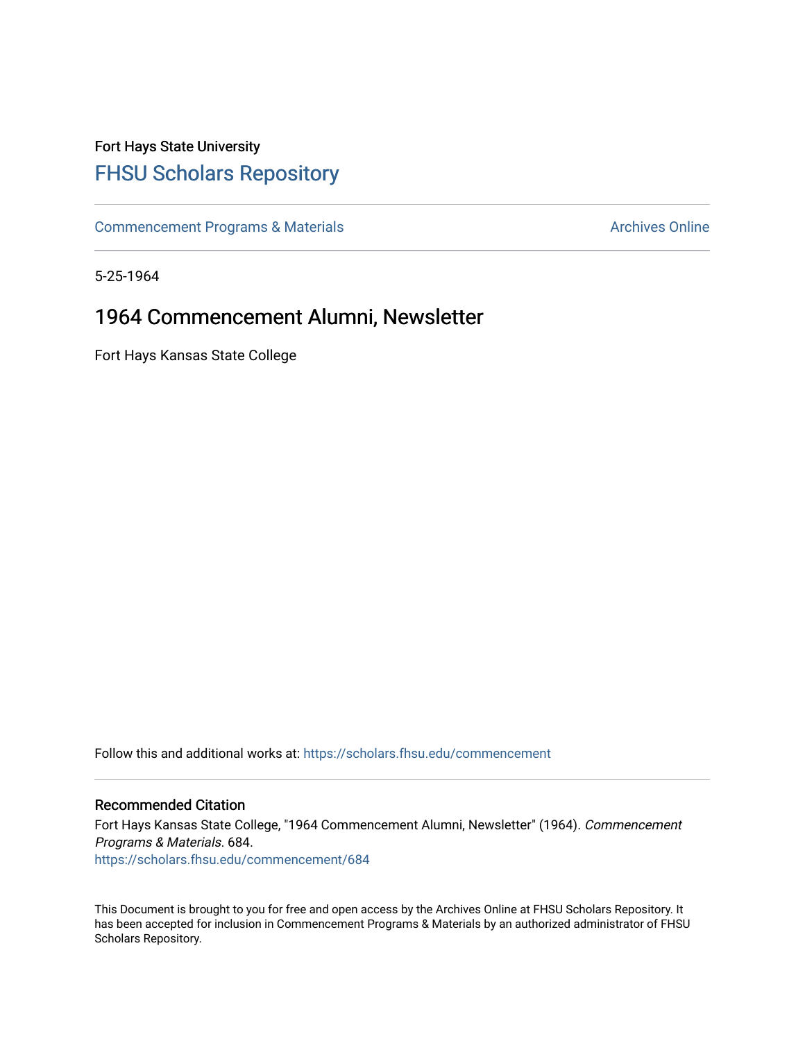Fort Hays State University

# FHSU Scholars Repository

Commencement Programs & Materials — Archives Online

5-25-1964

## 1964 Commencement Alumni, Newsletter

Fort Hays Kansas State College

Follow this and additional works at: https://scholars.fhsu.edu/commencement

### Recommended Citation

Fort Hays Kansas State College, "1964 Commencement Alumni, Newsletter" (1964). *Commencement Programs & Materials*. 684.
https://scholars.fhsu.edu/commencement/684

This Document is brought to you for free and open access by the Archives Online at FHSU Scholars Repository. It has been accepted for inclusion in Commencement Programs & Materials by an authorized administrator of FHSU Scholars Repository.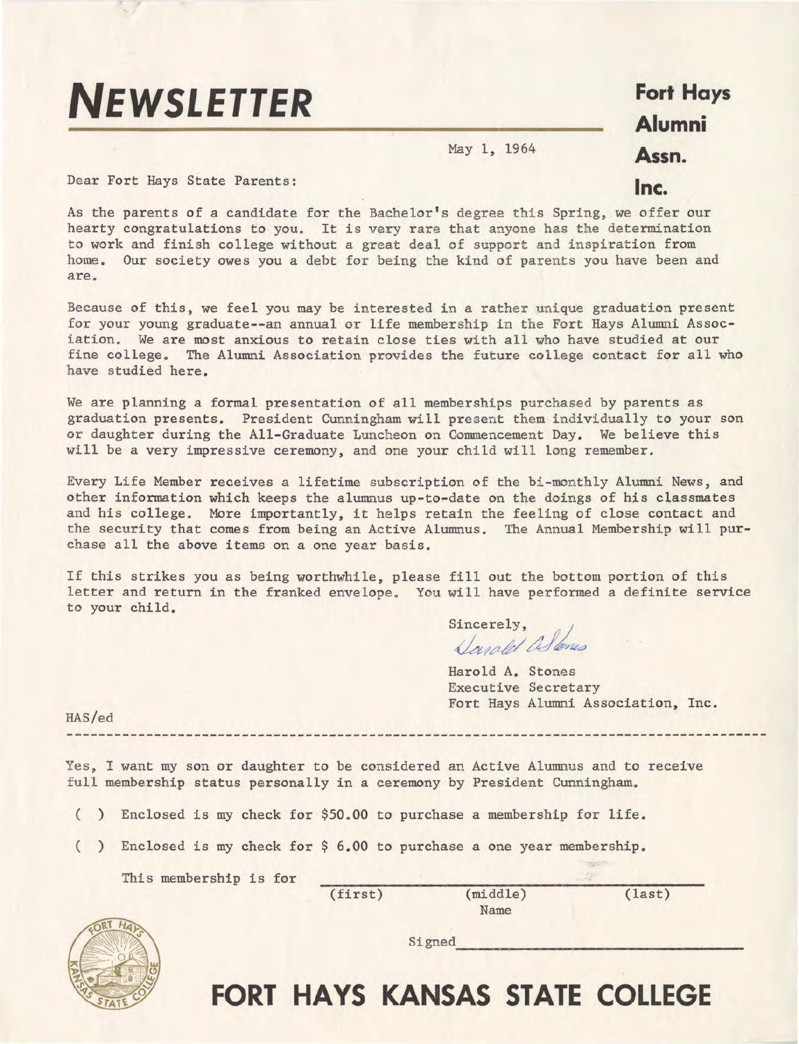# NEWSLETTER

**Fort Hays Alumni Assn. Inc.**

May 1, 1964

Dear Fort Hays State Parents:

As the parents of a candidate for the Bachelor's degree this Spring, we offer our hearty congratulations to you. It is very rare that anyone has the determination to work and finish college without a great deal of support and inspiration from home. Our society owes you a debt for being the kind of parents you have been and are.

Because of this, we feel you may be interested in a rather unique graduation present for your young graduate--an annual or life membership in the Fort Hays Alumni Association. We are most anxious to retain close ties with all who have studied at our fine college. The Alumni Association provides the future college contact for all who have studied here.

We are planning a formal presentation of all memberships purchased by parents as graduation presents. President Cunningham will present them individually to your son or daughter during the All-Graduate Luncheon on Commencement Day. We believe this will be a very impressive ceremony, and one your child will long remember.

Every Life Member receives a lifetime subscription of the bi-monthly Alumni News, and other information which keeps the alumnus up-to-date on the doings of his classmates and his college. More importantly, it helps retain the feeling of close contact and the security that comes from being an Active Alumnus. The Annual Membership will purchase all the above items on a one year basis.

If this strikes you as being worthwhile, please fill out the bottom portion of this letter and return in the franked envelope. You will have performed a definite service to your child.

Sincerely,

*Harold A. Stones*

Harold A. Stones
Executive Secretary
Fort Hays Alumni Association, Inc.

HAS/ed

---

Yes, I want my son or daughter to be considered an Active Alumnus and to receive full membership status personally in a ceremony by President Cunningham.

( ) Enclosed is my check for $50.00 to purchase a membership for life.

( ) Enclosed is my check for $ 6.00 to purchase a one year membership.

This membership is for ______________________________
(first) (middle) (last)
Name

Signed ______________________________

**FORT HAYS KANSAS STATE COLLEGE**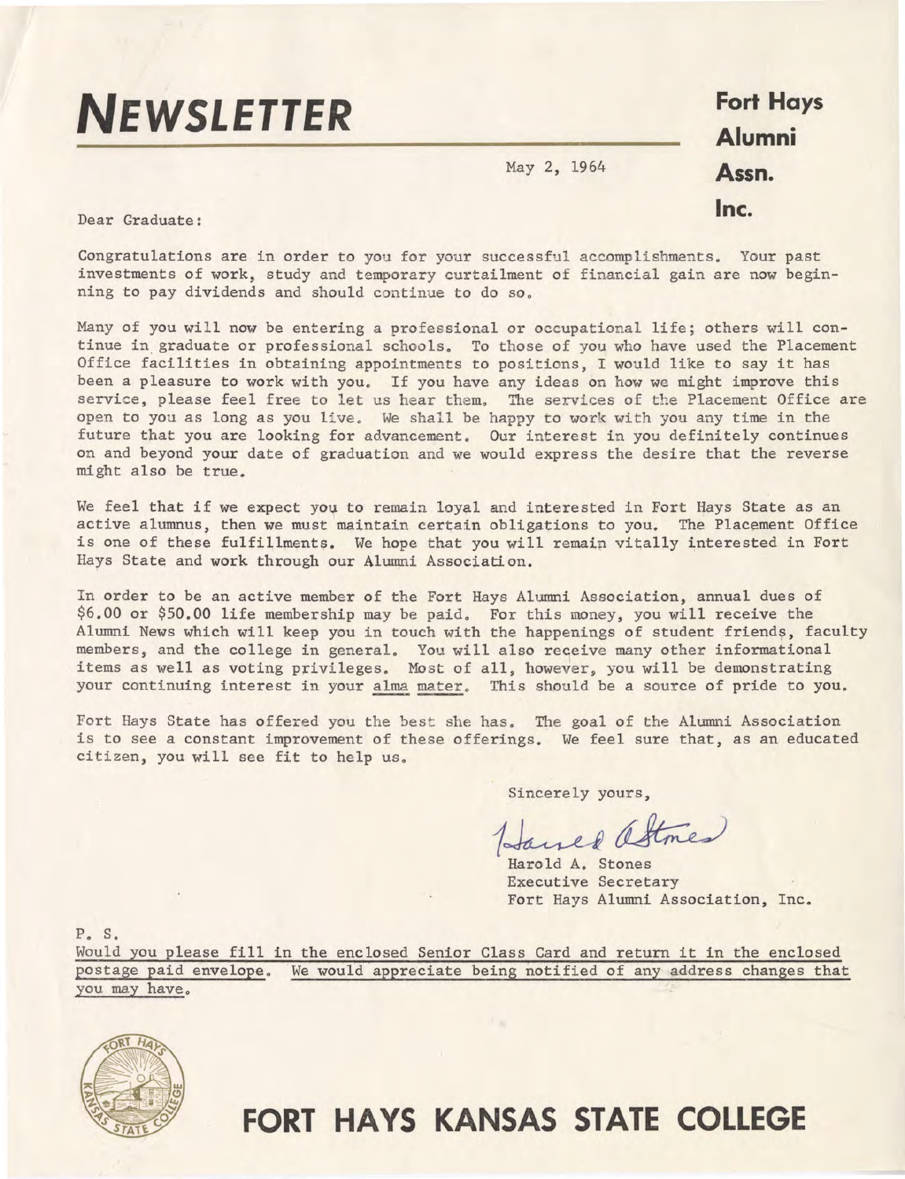# NEWSLETTER

**Fort Hays Alumni Assn. Inc.**

May 2, 1964

Dear Graduate:

Congratulations are in order to you for your successful accomplishments. Your past investments of work, study and temporary curtailment of financial gain are now beginning to pay dividends and should continue to do so.

Many of you will now be entering a professional or occupational life; others will continue in graduate or professional schools. To those of you who have used the Placement Office facilities in obtaining appointments to positions, I would like to say it has been a pleasure to work with you. If you have any ideas on how we might improve this service, please feel free to let us hear them. The services of the Placement Office are open to you as long as you live. We shall be happy to work with you any time in the future that you are looking for advancement. Our interest in you definitely continues on and beyond your date of graduation and we would express the desire that the reverse might also be true.

We feel that if we expect you to remain loyal and interested in Fort Hays State as an active alumnus, then we must maintain certain obligations to you. The Placement Office is one of these fulfillments. We hope that you will remain vitally interested in Fort Hays State and work through our Alumni Association.

In order to be an active member of the Fort Hays Alumni Association, annual dues of $6.00 or $50.00 life membership may be paid. For this money, you will receive the Alumni News which will keep you in touch with the happenings of student friends, faculty members, and the college in general. You will also receive many other informational items as well as voting privileges. Most of all, however, you will be demonstrating your continuing interest in your alma mater. This should be a source of pride to you.

Fort Hays State has offered you the best she has. The goal of the Alumni Association is to see a constant improvement of these offerings. We feel sure that, as an educated citizen, you will see fit to help us.

Sincerely yours,

Harold A. Stones

Harold A. Stones
Executive Secretary
Fort Hays Alumni Association, Inc.

P. S.
Would you please fill in the enclosed Senior Class Card and return it in the enclosed postage paid envelope. We would appreciate being notified of any address changes that you may have.

**FORT HAYS KANSAS STATE COLLEGE**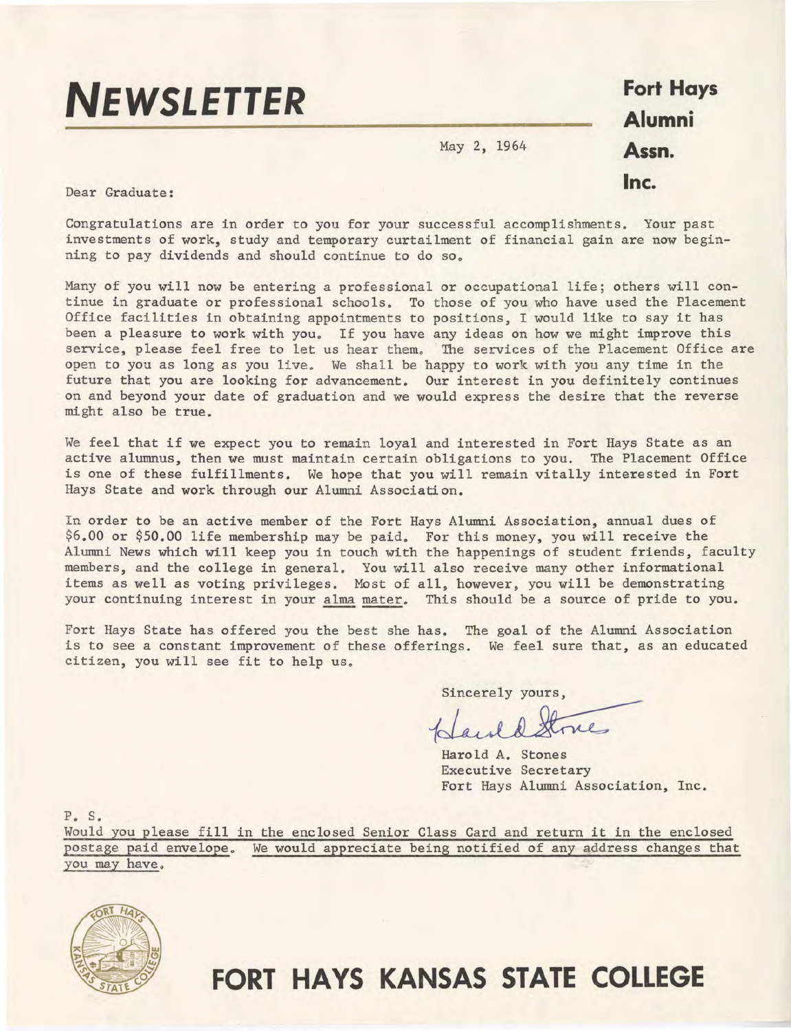# NEWSLETTER

**Fort Hays Alumni Assn. Inc.**

May 2, 1964

Dear Graduate:

Congratulations are in order to you for your successful accomplishments. Your past investments of work, study and temporary curtailment of financial gain are now beginning to pay dividends and should continue to do so.

Many of you will now be entering a professional or occupational life; others will continue in graduate or professional schools. To those of you who have used the Placement Office facilities in obtaining appointments to positions, I would like to say it has been a pleasure to work with you. If you have any ideas on how we might improve this service, please feel free to let us hear them. The services of the Placement Office are open to you as long as you live. We shall be happy to work with you any time in the future that you are looking for advancement. Our interest in you definitely continues on and beyond your date of graduation and we would express the desire that the reverse might also be true.

We feel that if we expect you to remain loyal and interested in Fort Hays State as an active alumnus, then we must maintain certain obligations to you. The Placement Office is one of these fulfillments. We hope that you will remain vitally interested in Fort Hays State and work through our Alumni Association.

In order to be an active member of the Fort Hays Alumni Association, annual dues of $6.00 or $50.00 life membership may be paid. For this money, you will receive the Alumni News which will keep you in touch with the happenings of student friends, faculty members, and the college in general. You will also receive many other informational items as well as voting privileges. Most of all, however, you will be demonstrating your continuing interest in your alma mater. This should be a source of pride to you.

Fort Hays State has offered you the best she has. The goal of the Alumni Association is to see a constant improvement of these offerings. We feel sure that, as an educated citizen, you will see fit to help us.

Sincerely yours,

Harold A. Stones
Executive Secretary
Fort Hays Alumni Association, Inc.

P. S.
Would you please fill in the enclosed Senior Class Card and return it in the enclosed postage paid envelope. We would appreciate being notified of any address changes that you may have.

**FORT HAYS KANSAS STATE COLLEGE**